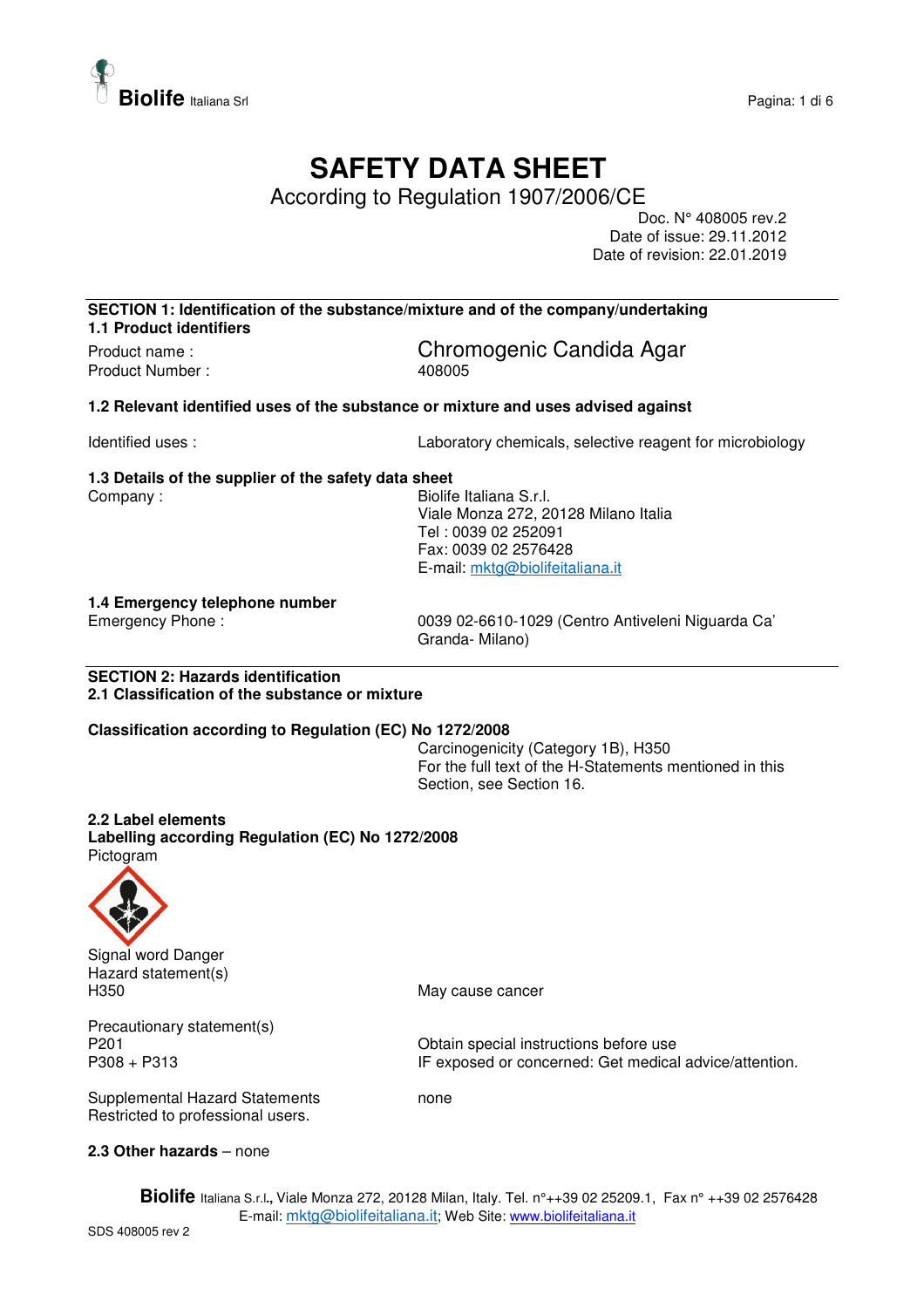# SAFETY DATA SHEET

According to Regulation 1907/2006/CE

Doc. N° 408005 rev.2
Date of issue: 29.11.2012
Date of revision: 22.01.2019

## SECTION 1: Identification of the substance/mixture and of the company/undertaking

### 1.1 Product identifiers

Product name : Chromogenic Candida Agar
Product Number : 408005

### 1.2 Relevant identified uses of the substance or mixture and uses advised against

Identified uses : Laboratory chemicals, selective reagent for microbiology

### 1.3 Details of the supplier of the safety data sheet

Company : Biolife Italiana S.r.l.
Viale Monza 272, 20128 Milano Italia
Tel : 0039 02 252091
Fax: 0039 02 2576428
E-mail: mktg@biolifeitaliana.it

### 1.4 Emergency telephone number

Emergency Phone : 0039 02-6610-1029 (Centro Antiveleni Niguarda Ca' Granda- Milano)

## SECTION 2: Hazards identification

### 2.1 Classification of the substance or mixture

**Classification according to Regulation (EC) No 1272/2008**

Carcinogenicity (Category 1B), H350
For the full text of the H-Statements mentioned in this Section, see Section 16.

### 2.2 Label elements

**Labelling according Regulation (EC) No 1272/2008**

Pictogram

Signal word Danger

Hazard statement(s)

H350 May cause cancer

Precautionary statement(s)

P201 Obtain special instructions before use
P308 + P313 IF exposed or concerned: Get medical advice/attention.

Supplemental Hazard Statements none
Restricted to professional users.

**2.3 Other hazards** – none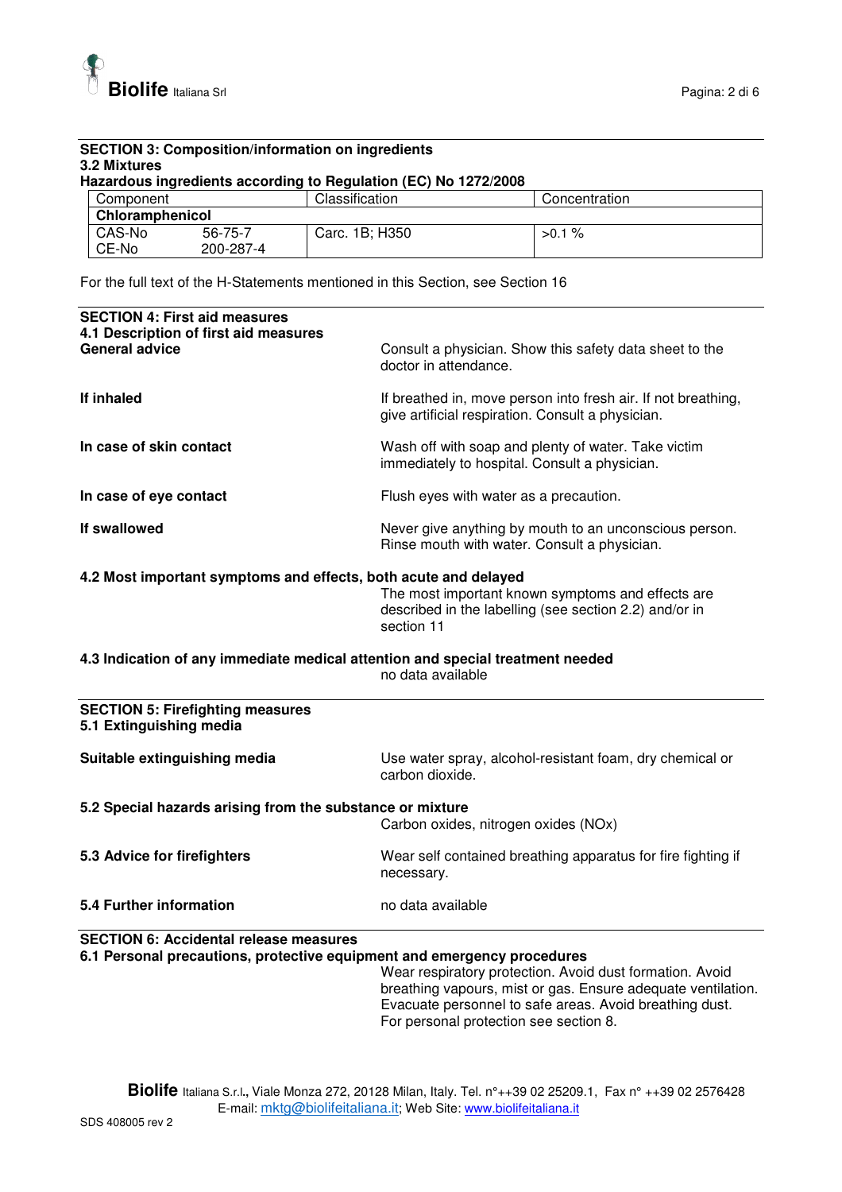## SECTION 3: Composition/information on ingredients

### 3.2 Mixtures

**Hazardous ingredients according to Regulation (EC) No 1272/2008**

| Component | | Classification | Concentration |
|---|---|---|---|
| **Chloramphenicol** | | | |
| CAS-No<br>CE-No | 56-75-7<br>200-287-4 | Carc. 1B; H350 | >0.1 % |

For the full text of the H-Statements mentioned in this Section, see Section 16

## SECTION 4: First aid measures

### 4.1 Description of first aid measures

**General advice**
Consult a physician. Show this safety data sheet to the doctor in attendance.

**If inhaled**
If breathed in, move person into fresh air. If not breathing, give artificial respiration. Consult a physician.

**In case of skin contact**
Wash off with soap and plenty of water. Take victim immediately to hospital. Consult a physician.

**In case of eye contact**
Flush eyes with water as a precaution.

**If swallowed**
Never give anything by mouth to an unconscious person. Rinse mouth with water. Consult a physician.

### 4.2 Most important symptoms and effects, both acute and delayed

The most important known symptoms and effects are described in the labelling (see section 2.2) and/or in section 11

### 4.3 Indication of any immediate medical attention and special treatment needed

no data available

## SECTION 5: Firefighting measures

### 5.1 Extinguishing media

**Suitable extinguishing media**
Use water spray, alcohol-resistant foam, dry chemical or carbon dioxide.

### 5.2 Special hazards arising from the substance or mixture

Carbon oxides, nitrogen oxides (NOx)

### 5.3 Advice for firefighters

Wear self contained breathing apparatus for fire fighting if necessary.

### 5.4 Further information

no data available

## SECTION 6: Accidental release measures

### 6.1 Personal precautions, protective equipment and emergency procedures

Wear respiratory protection. Avoid dust formation. Avoid breathing vapours, mist or gas. Ensure adequate ventilation. Evacuate personnel to safe areas. Avoid breathing dust. For personal protection see section 8.

**Biolife** Italiana S.r.l., Viale Monza 272, 20128 Milan, Italy. Tel. n°++39 02 25209.1, Fax n° ++39 02 2576428
E-mail: mktg@biolifeitaliana.it; Web Site: www.biolifeitaliana.it

SDS 408005 rev 2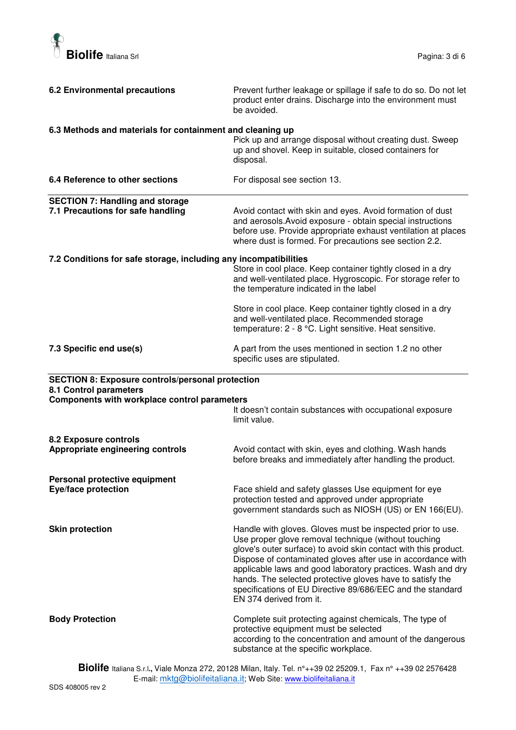**6.2 Environmental precautions**

Prevent further leakage or spillage if safe to do so. Do not let product enter drains. Discharge into the environment must be avoided.

**6.3 Methods and materials for containment and cleaning up**

Pick up and arrange disposal without creating dust. Sweep up and shovel. Keep in suitable, closed containers for disposal.

**6.4 Reference to other sections**

For disposal see section 13.

---

## SECTION 7: Handling and storage

**7.1 Precautions for safe handling**

Avoid contact with skin and eyes. Avoid formation of dust and aerosols.Avoid exposure - obtain special instructions before use. Provide appropriate exhaust ventilation at places where dust is formed. For precautions see section 2.2.

**7.2 Conditions for safe storage, including any incompatibilities**

Store in cool place. Keep container tightly closed in a dry and well-ventilated place. Hygroscopic. For storage refer to the temperature indicated in the label

Store in cool place. Keep container tightly closed in a dry and well-ventilated place. Recommended storage temperature: 2 - 8 °C. Light sensitive. Heat sensitive.

**7.3 Specific end use(s)**

A part from the uses mentioned in section 1.2 no other specific uses are stipulated.

---

## SECTION 8: Exposure controls/personal protection

**8.1 Control parameters**

**Components with workplace control parameters**

It doesn't contain substances with occupational exposure limit value.

**8.2 Exposure controls**

**Appropriate engineering controls**

Avoid contact with skin, eyes and clothing. Wash hands before breaks and immediately after handling the product.

**Personal protective equipment**

**Eye/face protection**

Face shield and safety glasses Use equipment for eye protection tested and approved under appropriate government standards such as NIOSH (US) or EN 166(EU).

**Skin protection**

Handle with gloves. Gloves must be inspected prior to use. Use proper glove removal technique (without touching glove's outer surface) to avoid skin contact with this product. Dispose of contaminated gloves after use in accordance with applicable laws and good laboratory practices. Wash and dry hands. The selected protective gloves have to satisfy the specifications of EU Directive 89/686/EEC and the standard EN 374 derived from it.

**Body Protection**

Complete suit protecting against chemicals, The type of protective equipment must be selected according to the concentration and amount of the dangerous substance at the specific workplace.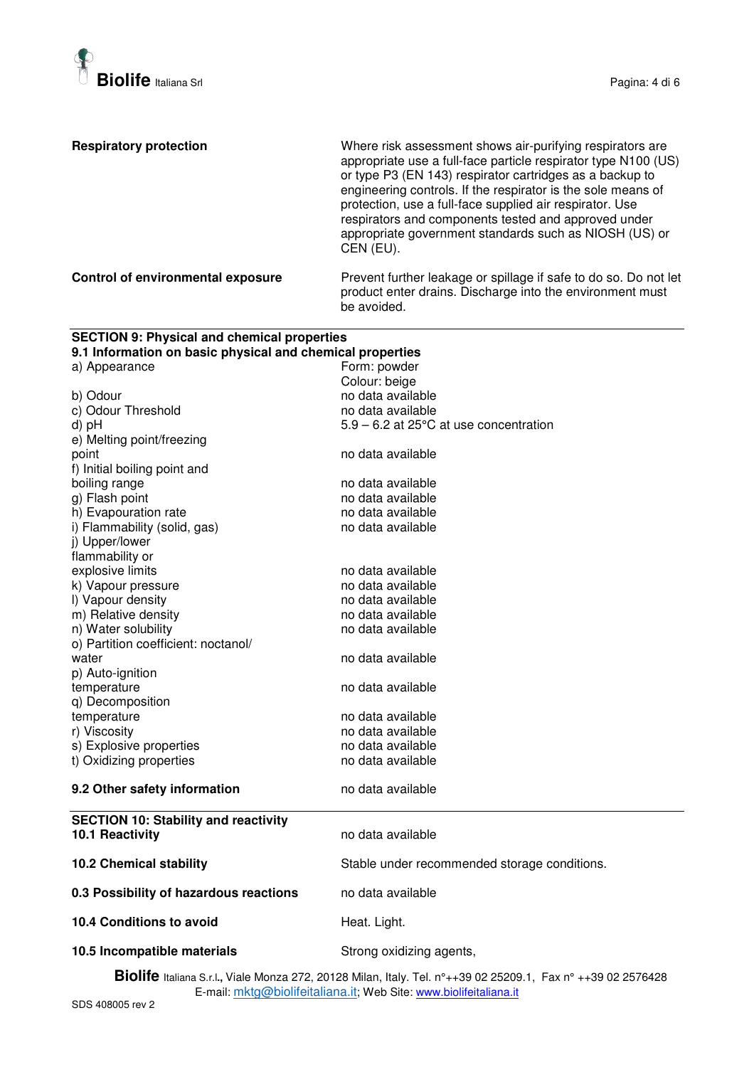| | |
|---|---|
| **Respiratory protection** | Where risk assessment shows air-purifying respirators are appropriate use a full-face particle respirator type N100 (US) or type P3 (EN 143) respirator cartridges as a backup to engineering controls. If the respirator is the sole means of protection, use a full-face supplied air respirator. Use respirators and components tested and approved under appropriate government standards such as NIOSH (US) or CEN (EU). |
| **Control of environmental exposure** | Prevent further leakage or spillage if safe to do so. Do not let product enter drains. Discharge into the environment must be avoided. |

## SECTION 9: Physical and chemical properties

### 9.1 Information on basic physical and chemical properties

| | |
|---|---|
| a) Appearance | Form: powder<br>Colour: beige |
| b) Odour | no data available |
| c) Odour Threshold | no data available |
| d) pH | 5.9 – 6.2 at 25°C at use concentration |
| e) Melting point/freezing point | no data available |
| f) Initial boiling point and boiling range | no data available |
| g) Flash point | no data available |
| h) Evapouration rate | no data available |
| i) Flammability (solid, gas) | no data available |
| j) Upper/lower flammability or explosive limits | no data available |
| k) Vapour pressure | no data available |
| l) Vapour density | no data available |
| m) Relative density | no data available |
| n) Water solubility | no data available |
| o) Partition coefficient: noctanol/water | no data available |
| p) Auto-ignition temperature | no data available |
| q) Decomposition temperature | no data available |
| r) Viscosity | no data available |
| s) Explosive properties | no data available |
| t) Oxidizing properties | no data available |

| | |
|---|---|
| **9.2 Other safety information** | no data available |

## SECTION 10: Stability and reactivity

| | |
|---|---|
| **10.1 Reactivity** | no data available |
| **10.2 Chemical stability** | Stable under recommended storage conditions. |
| **0.3 Possibility of hazardous reactions** | no data available |
| **10.4 Conditions to avoid** | Heat. Light. |
| **10.5 Incompatible materials** | Strong oxidizing agents, |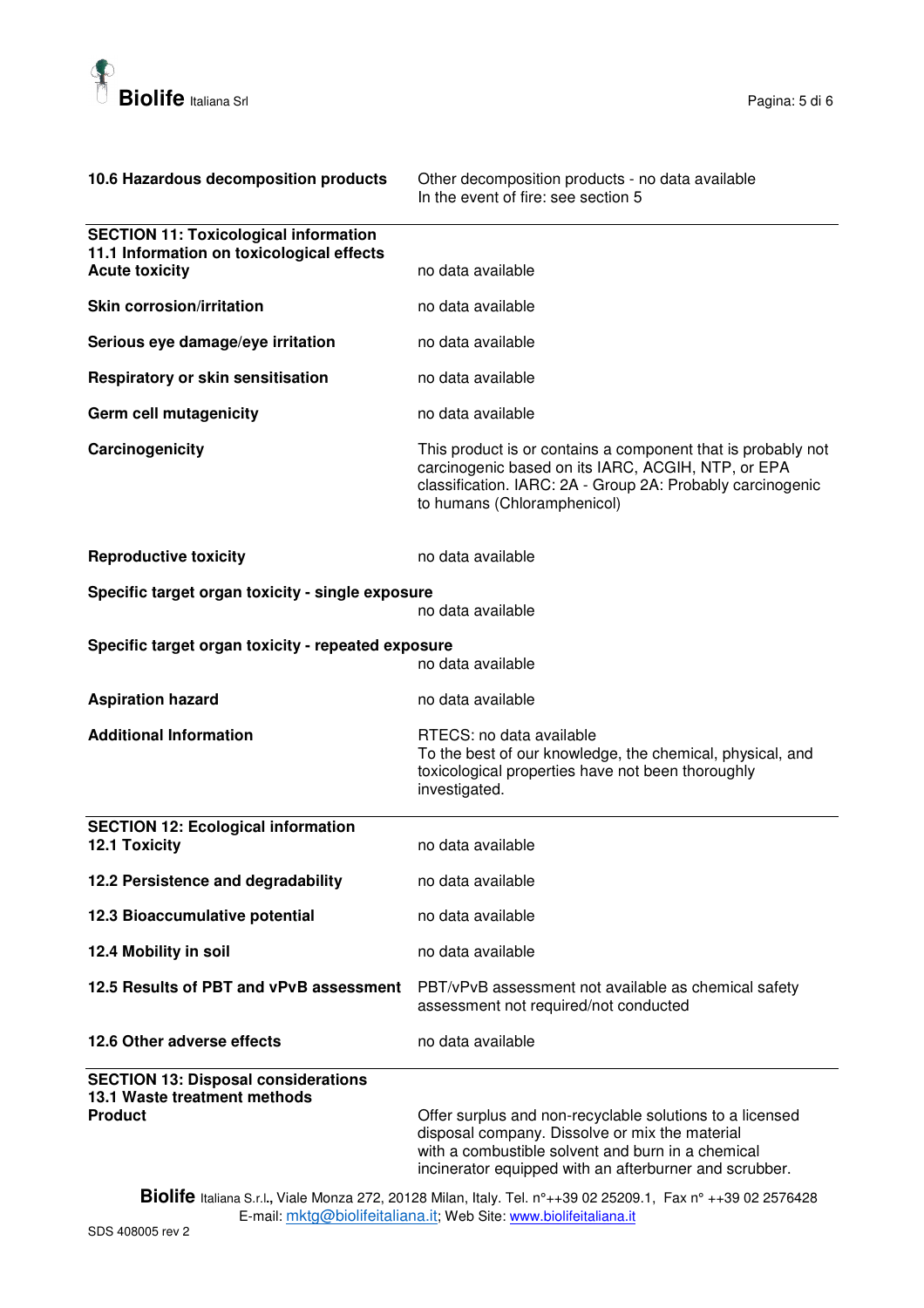| | |
|---|---|
| **10.6 Hazardous decomposition products** | Other decomposition products - no data available<br>In the event of fire: see section 5 |

## SECTION 11: Toxicological information

### 11.1 Information on toxicological effects

| | |
|---|---|
| **Acute toxicity** | no data available |
| **Skin corrosion/irritation** | no data available |
| **Serious eye damage/eye irritation** | no data available |
| **Respiratory or skin sensitisation** | no data available |
| **Germ cell mutagenicity** | no data available |
| **Carcinogenicity** | This product is or contains a component that is probably not carcinogenic based on its IARC, ACGIH, NTP, or EPA classification. IARC: 2A - Group 2A: Probably carcinogenic to humans (Chloramphenicol) |
| **Reproductive toxicity** | no data available |
| **Specific target organ toxicity - single exposure** | no data available |
| **Specific target organ toxicity - repeated exposure** | no data available |
| **Aspiration hazard** | no data available |
| **Additional Information** | RTECS: no data available<br>To the best of our knowledge, the chemical, physical, and toxicological properties have not been thoroughly investigated. |

## SECTION 12: Ecological information

| | |
|---|---|
| **12.1 Toxicity** | no data available |
| **12.2 Persistence and degradability** | no data available |
| **12.3 Bioaccumulative potential** | no data available |
| **12.4 Mobility in soil** | no data available |
| **12.5 Results of PBT and vPvB assessment** | PBT/vPvB assessment not available as chemical safety assessment not required/not conducted |
| **12.6 Other adverse effects** | no data available |

## SECTION 13: Disposal considerations

### 13.1 Waste treatment methods

| | |
|---|---|
| **Product** | Offer surplus and non-recyclable solutions to a licensed disposal company. Dissolve or mix the material with a combustible solvent and burn in a chemical incinerator equipped with an afterburner and scrubber. |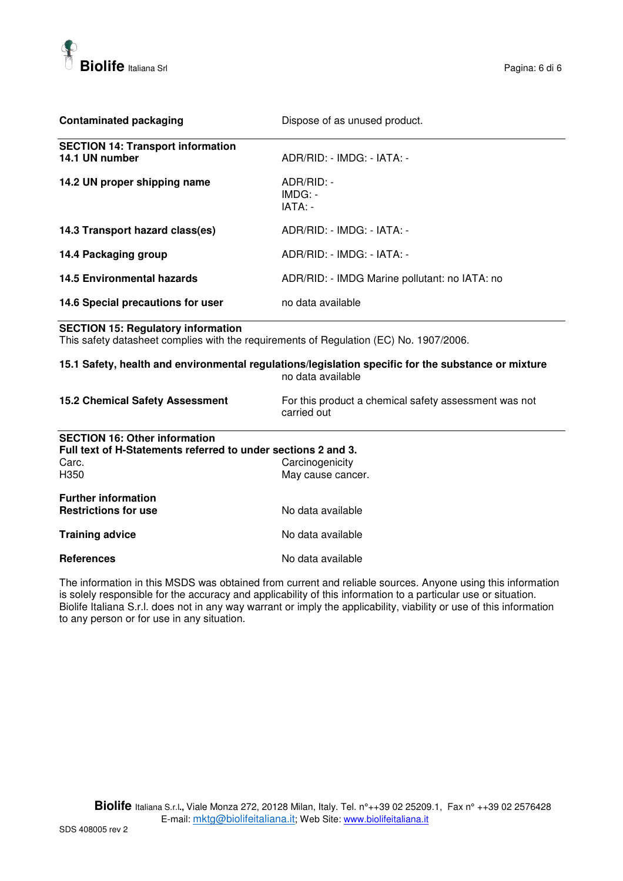| | |
|---|---|
| **Contaminated packaging** | Dispose of as unused product. |

## SECTION 14: Transport information

| | |
|---|---|
| **14.1 UN number** | ADR/RID: - IMDG: - IATA: - |
| **14.2 UN proper shipping name** | ADR/RID: -<br>IMDG: -<br>IATA: - |
| **14.3 Transport hazard class(es)** | ADR/RID: - IMDG: - IATA: - |
| **14.4 Packaging group** | ADR/RID: - IMDG: - IATA: - |
| **14.5 Environmental hazards** | ADR/RID: - IMDG Marine pollutant: no IATA: no |
| **14.6 Special precautions for user** | no data available |

## SECTION 15: Regulatory information

This safety datasheet complies with the requirements of Regulation (EC) No. 1907/2006.

**15.1 Safety, health and environmental regulations/legislation specific for the substance or mixture**

no data available

| | |
|---|---|
| **15.2 Chemical Safety Assessment** | For this product a chemical safety assessment was not carried out |

## SECTION 16: Other information

**Full text of H-Statements referred to under sections 2 and 3.**

| | |
|---|---|
| Carc. | Carcinogenicity |
| H350 | May cause cancer. |

**Further information**

| | |
|---|---|
| **Restrictions for use** | No data available |
| **Training advice** | No data available |
| **References** | No data available |

The information in this MSDS was obtained from current and reliable sources. Anyone using this information is solely responsible for the accuracy and applicability of this information to a particular use or situation. Biolife Italiana S.r.l. does not in any way warrant or imply the applicability, viability or use of this information to any person or for use in any situation.